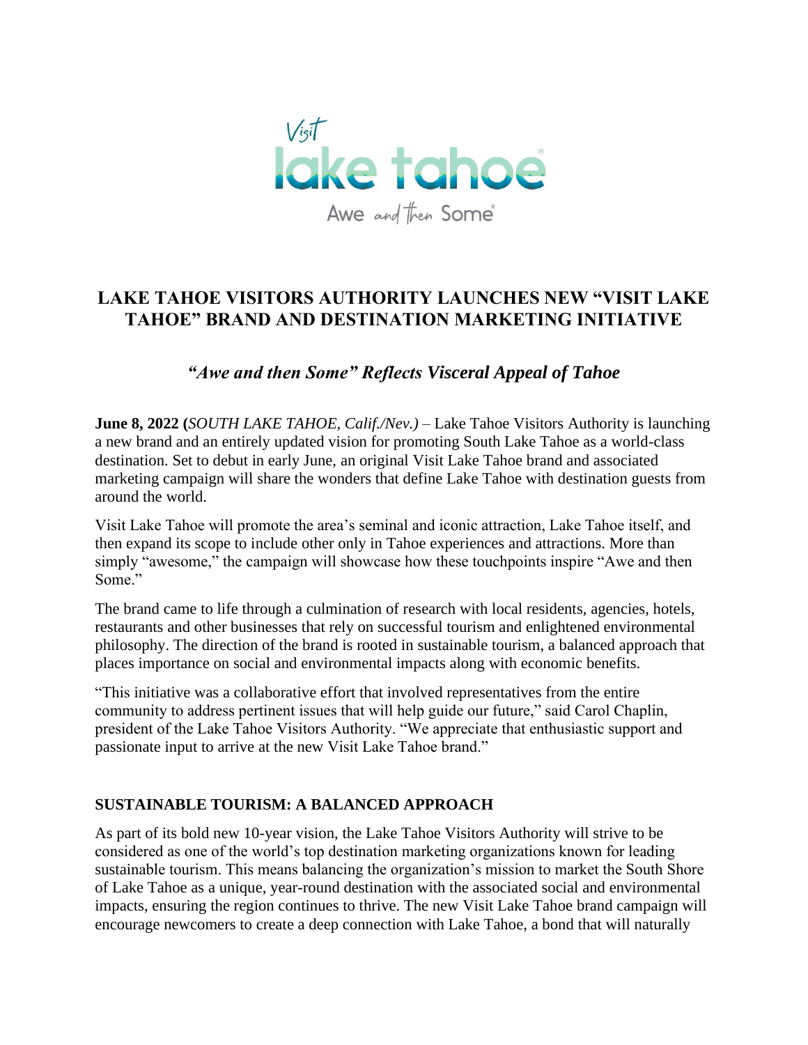Visit lake tahoe
Awe and then Some

# LAKE TAHOE VISITORS AUTHORITY LAUNCHES NEW "VISIT LAKE TAHOE" BRAND AND DESTINATION MARKETING INITIATIVE

## *"Awe and then Some" Reflects Visceral Appeal of Tahoe*

**June 8, 2022 (***SOUTH LAKE TAHOE, Calif./Nev.)* – Lake Tahoe Visitors Authority is launching a new brand and an entirely updated vision for promoting South Lake Tahoe as a world-class destination. Set to debut in early June, an original Visit Lake Tahoe brand and associated marketing campaign will share the wonders that define Lake Tahoe with destination guests from around the world.

Visit Lake Tahoe will promote the area's seminal and iconic attraction, Lake Tahoe itself, and then expand its scope to include other only in Tahoe experiences and attractions. More than simply "awesome," the campaign will showcase how these touchpoints inspire "Awe and then Some."

The brand came to life through a culmination of research with local residents, agencies, hotels, restaurants and other businesses that rely on successful tourism and enlightened environmental philosophy. The direction of the brand is rooted in sustainable tourism, a balanced approach that places importance on social and environmental impacts along with economic benefits.

"This initiative was a collaborative effort that involved representatives from the entire community to address pertinent issues that will help guide our future," said Carol Chaplin, president of the Lake Tahoe Visitors Authority. "We appreciate that enthusiastic support and passionate input to arrive at the new Visit Lake Tahoe brand."

### SUSTAINABLE TOURISM: A BALANCED APPROACH

As part of its bold new 10-year vision, the Lake Tahoe Visitors Authority will strive to be considered as one of the world's top destination marketing organizations known for leading sustainable tourism. This means balancing the organization's mission to market the South Shore of Lake Tahoe as a unique, year-round destination with the associated social and environmental impacts, ensuring the region continues to thrive. The new Visit Lake Tahoe brand campaign will encourage newcomers to create a deep connection with Lake Tahoe, a bond that will naturally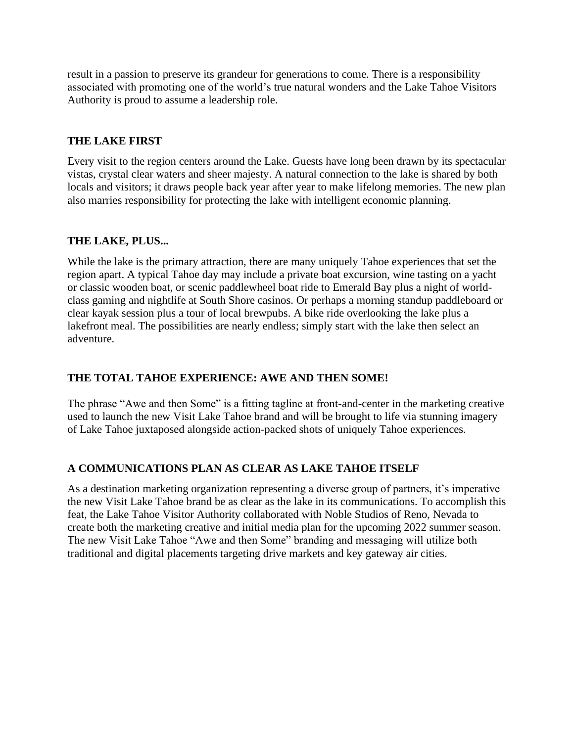result in a passion to preserve its grandeur for generations to come. There is a responsibility associated with promoting one of the world's true natural wonders and the Lake Tahoe Visitors Authority is proud to assume a leadership role.

## THE LAKE FIRST

Every visit to the region centers around the Lake. Guests have long been drawn by its spectacular vistas, crystal clear waters and sheer majesty. A natural connection to the lake is shared by both locals and visitors; it draws people back year after year to make lifelong memories. The new plan also marries responsibility for protecting the lake with intelligent economic planning.

## THE LAKE, PLUS...

While the lake is the primary attraction, there are many uniquely Tahoe experiences that set the region apart. A typical Tahoe day may include a private boat excursion, wine tasting on a yacht or classic wooden boat, or scenic paddlewheel boat ride to Emerald Bay plus a night of world-class gaming and nightlife at South Shore casinos. Or perhaps a morning standup paddleboard or clear kayak session plus a tour of local brewpubs. A bike ride overlooking the lake plus a lakefront meal. The possibilities are nearly endless; simply start with the lake then select an adventure.

## THE TOTAL TAHOE EXPERIENCE: AWE AND THEN SOME!

The phrase "Awe and then Some" is a fitting tagline at front-and-center in the marketing creative used to launch the new Visit Lake Tahoe brand and will be brought to life via stunning imagery of Lake Tahoe juxtaposed alongside action-packed shots of uniquely Tahoe experiences.

## A COMMUNICATIONS PLAN AS CLEAR AS LAKE TAHOE ITSELF

As a destination marketing organization representing a diverse group of partners, it's imperative the new Visit Lake Tahoe brand be as clear as the lake in its communications. To accomplish this feat, the Lake Tahoe Visitor Authority collaborated with Noble Studios of Reno, Nevada to create both the marketing creative and initial media plan for the upcoming 2022 summer season. The new Visit Lake Tahoe "Awe and then Some" branding and messaging will utilize both traditional and digital placements targeting drive markets and key gateway air cities.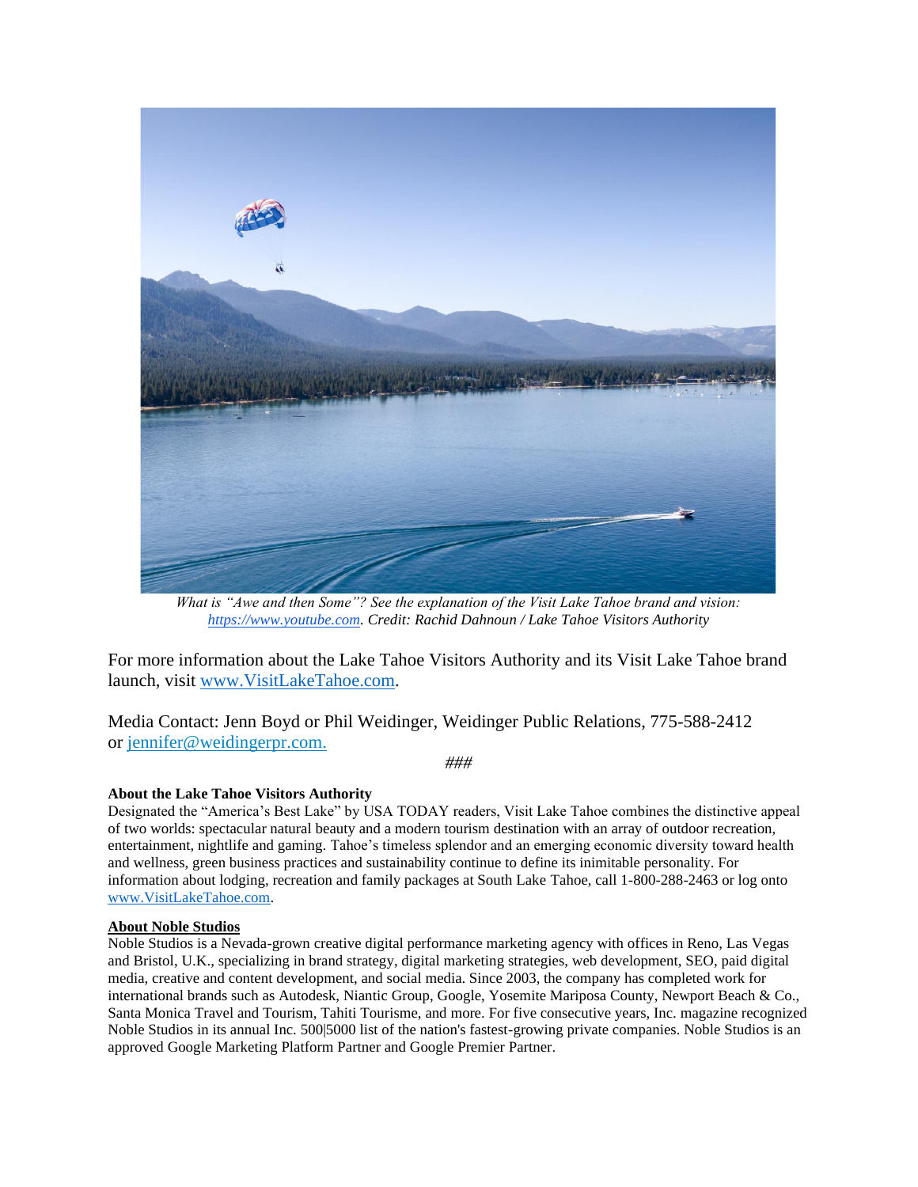*What is "Awe and then Some"? See the explanation of the Visit Lake Tahoe brand and vision: https://www.youtube.com. Credit: Rachid Dahnoun / Lake Tahoe Visitors Authority*

For more information about the Lake Tahoe Visitors Authority and its Visit Lake Tahoe brand launch, visit www.VisitLakeTahoe.com.

Media Contact: Jenn Boyd or Phil Weidinger, Weidinger Public Relations, 775-588-2412 or jennifer@weidingerpr.com.

###

**About the Lake Tahoe Visitors Authority**

Designated the "America's Best Lake" by USA TODAY readers, Visit Lake Tahoe combines the distinctive appeal of two worlds: spectacular natural beauty and a modern tourism destination with an array of outdoor recreation, entertainment, nightlife and gaming. Tahoe's timeless splendor and an emerging economic diversity toward health and wellness, green business practices and sustainability continue to define its inimitable personality. For information about lodging, recreation and family packages at South Lake Tahoe, call 1-800-288-2463 or log onto www.VisitLakeTahoe.com.

**About Noble Studios**

Noble Studios is a Nevada-grown creative digital performance marketing agency with offices in Reno, Las Vegas and Bristol, U.K., specializing in brand strategy, digital marketing strategies, web development, SEO, paid digital media, creative and content development, and social media. Since 2003, the company has completed work for international brands such as Autodesk, Niantic Group, Google, Yosemite Mariposa County, Newport Beach & Co., Santa Monica Travel and Tourism, Tahiti Tourisme, and more. For five consecutive years, Inc. magazine recognized Noble Studios in its annual Inc. 500|5000 list of the nation's fastest-growing private companies. Noble Studios is an approved Google Marketing Platform Partner and Google Premier Partner.